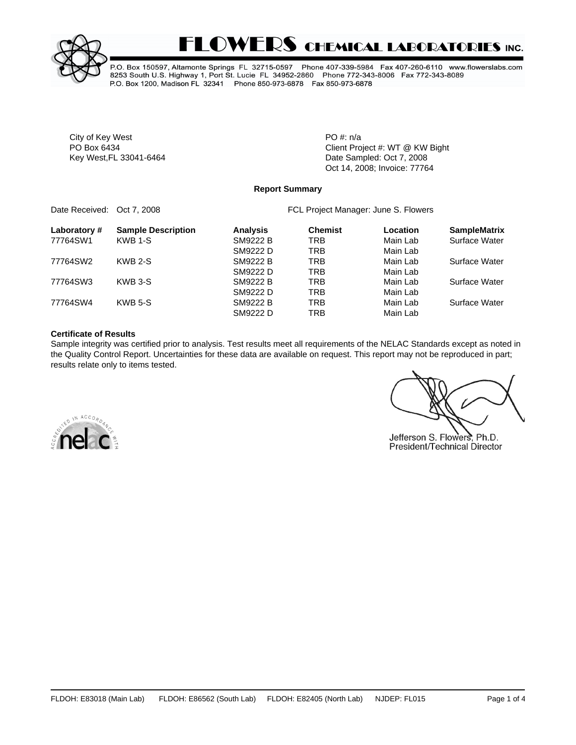# FLOWERS CHEMICAL LABORATORIES INC.

P.O. Box 150597, Altamonte Springs FL 32715-0597 Phone 407-339-5984 Fax 407-260-6110 www.flowerslabs.com
8253 South U.S. Highway 1, Port St. Lucie FL 34952-2860 Phone 772-343-8006 Fax 772-343-8089
P.O. Box 1200, Madison FL 32341 Phone 850-973-6878 Fax 850-973-6878

City of Key West
PO Box 6434
Key West,FL 33041-6464

PO #: n/a
Client Project #: WT @ KW Bight
Date Sampled: Oct 7, 2008
Oct 14, 2008; Invoice: 77764

**Report Summary**

Date Received: Oct 7, 2008

FCL Project Manager: June S. Flowers

| Laboratory # | Sample Description | Analysis | Chemist | Location | SampleMatrix |
|---|---|---|---|---|---|
| 77764SW1 | KWB 1-S | SM9222 B | TRB | Main Lab | Surface Water |
| | | SM9222 D | TRB | Main Lab | |
| 77764SW2 | KWB 2-S | SM9222 B | TRB | Main Lab | Surface Water |
| | | SM9222 D | TRB | Main Lab | |
| 77764SW3 | KWB 3-S | SM9222 B | TRB | Main Lab | Surface Water |
| | | SM9222 D | TRB | Main Lab | |
| 77764SW4 | KWB 5-S | SM9222 B | TRB | Main Lab | Surface Water |
| | | SM9222 D | TRB | Main Lab | |

**Certificate of Results**

Sample integrity was certified prior to analysis. Test results meet all requirements of the NELAC Standards except as noted in the Quality Control Report. Uncertainties for these data are available on request. This report may not be reproduced in part; results relate only to items tested.

ACCREDITED IN ACCORDANCE WITH nelac

Jefferson S. Flowers, Ph.D.
President/Technical Director

FLDOH: E83018 (Main Lab) FLDOH: E86562 (South Lab) FLDOH: E82405 (North Lab) NJDEP: FL015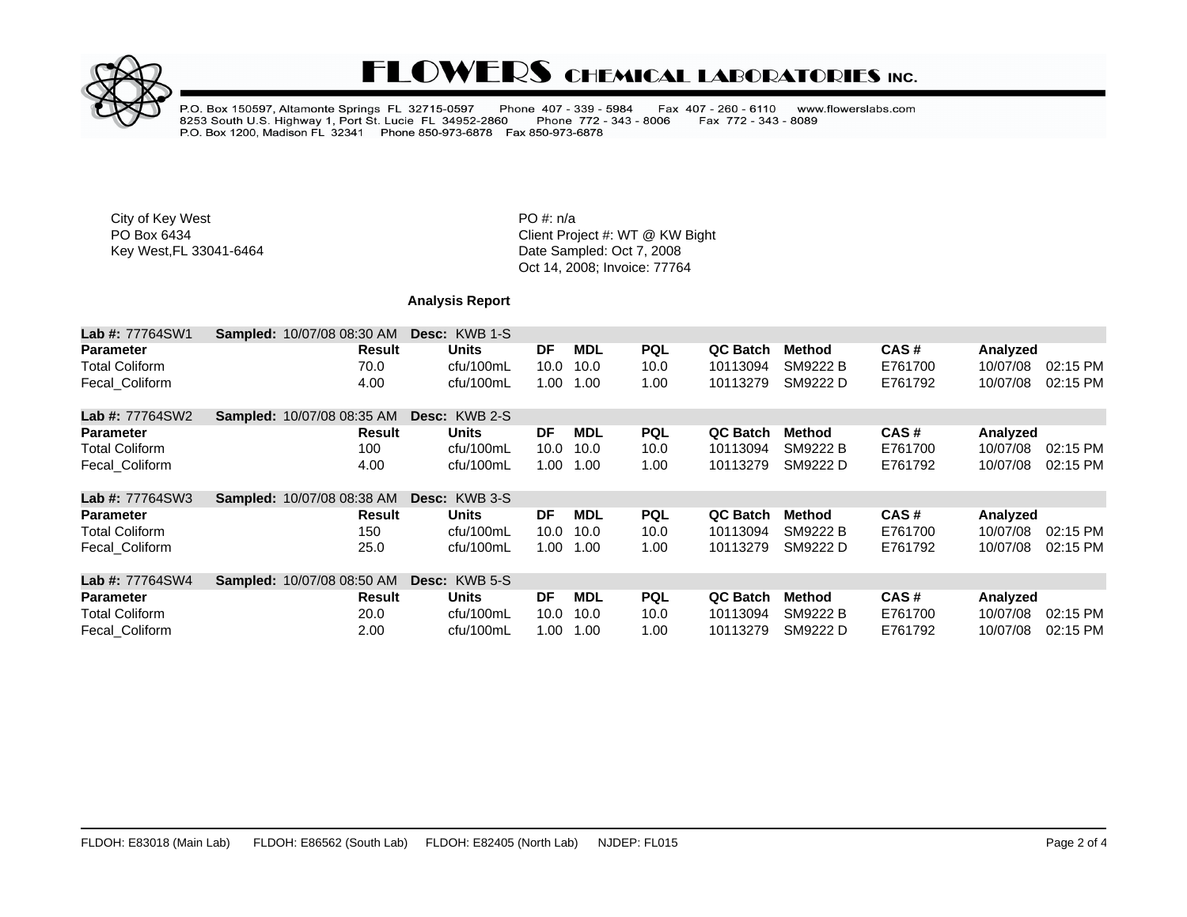# FLOWERS CHEMICAL LABORATORIES INC.

P.O. Box 150597, Altamonte Springs FL 32715-0597 Phone 407 - 339 - 5984 Fax 407 - 260 - 6110 www.flowerslabs.com
8253 South U.S. Highway 1, Port St. Lucie FL 34952-2860 Phone 772 - 343 - 8006 Fax 772 - 343 - 8089
P.O. Box 1200, Madison FL 32341 Phone 850-973-6878 Fax 850-973-6878

City of Key West
PO Box 6434
Key West,FL 33041-6464

PO #: n/a
Client Project #: WT @ KW Bight
Date Sampled: Oct 7, 2008
Oct 14, 2008; Invoice: 77764

**Analysis Report**

**Lab #:** 77764SW1 **Sampled:** 10/07/08 08:30 AM **Desc:** KWB 1-S

| Parameter | Result | Units | DF | MDL | PQL | QC Batch | Method | CAS # | Analyzed | |
|---|---|---|---|---|---|---|---|---|---|---|
| Total Coliform | 70.0 | cfu/100mL | 10.0 | 10.0 | 10.0 | 10113094 | SM9222 B | E761700 | 10/07/08 | 02:15 PM |
| Fecal_Coliform | 4.00 | cfu/100mL | 1.00 | 1.00 | 1.00 | 10113279 | SM9222 D | E761792 | 10/07/08 | 02:15 PM |

**Lab #:** 77764SW2 **Sampled:** 10/07/08 08:35 AM **Desc:** KWB 2-S

| Parameter | Result | Units | DF | MDL | PQL | QC Batch | Method | CAS # | Analyzed | |
|---|---|---|---|---|---|---|---|---|---|---|
| Total Coliform | 100 | cfu/100mL | 10.0 | 10.0 | 10.0 | 10113094 | SM9222 B | E761700 | 10/07/08 | 02:15 PM |
| Fecal_Coliform | 4.00 | cfu/100mL | 1.00 | 1.00 | 1.00 | 10113279 | SM9222 D | E761792 | 10/07/08 | 02:15 PM |

**Lab #:** 77764SW3 **Sampled:** 10/07/08 08:38 AM **Desc:** KWB 3-S

| Parameter | Result | Units | DF | MDL | PQL | QC Batch | Method | CAS # | Analyzed | |
|---|---|---|---|---|---|---|---|---|---|---|
| Total Coliform | 150 | cfu/100mL | 10.0 | 10.0 | 10.0 | 10113094 | SM9222 B | E761700 | 10/07/08 | 02:15 PM |
| Fecal_Coliform | 25.0 | cfu/100mL | 1.00 | 1.00 | 1.00 | 10113279 | SM9222 D | E761792 | 10/07/08 | 02:15 PM |

**Lab #:** 77764SW4 **Sampled:** 10/07/08 08:50 AM **Desc:** KWB 5-S

| Parameter | Result | Units | DF | MDL | PQL | QC Batch | Method | CAS # | Analyzed | |
|---|---|---|---|---|---|---|---|---|---|---|
| Total Coliform | 20.0 | cfu/100mL | 10.0 | 10.0 | 10.0 | 10113094 | SM9222 B | E761700 | 10/07/08 | 02:15 PM |
| Fecal_Coliform | 2.00 | cfu/100mL | 1.00 | 1.00 | 1.00 | 10113279 | SM9222 D | E761792 | 10/07/08 | 02:15 PM |

FLDOH: E83018 (Main Lab) FLDOH: E86562 (South Lab) FLDOH: E82405 (North Lab) NJDEP: FL015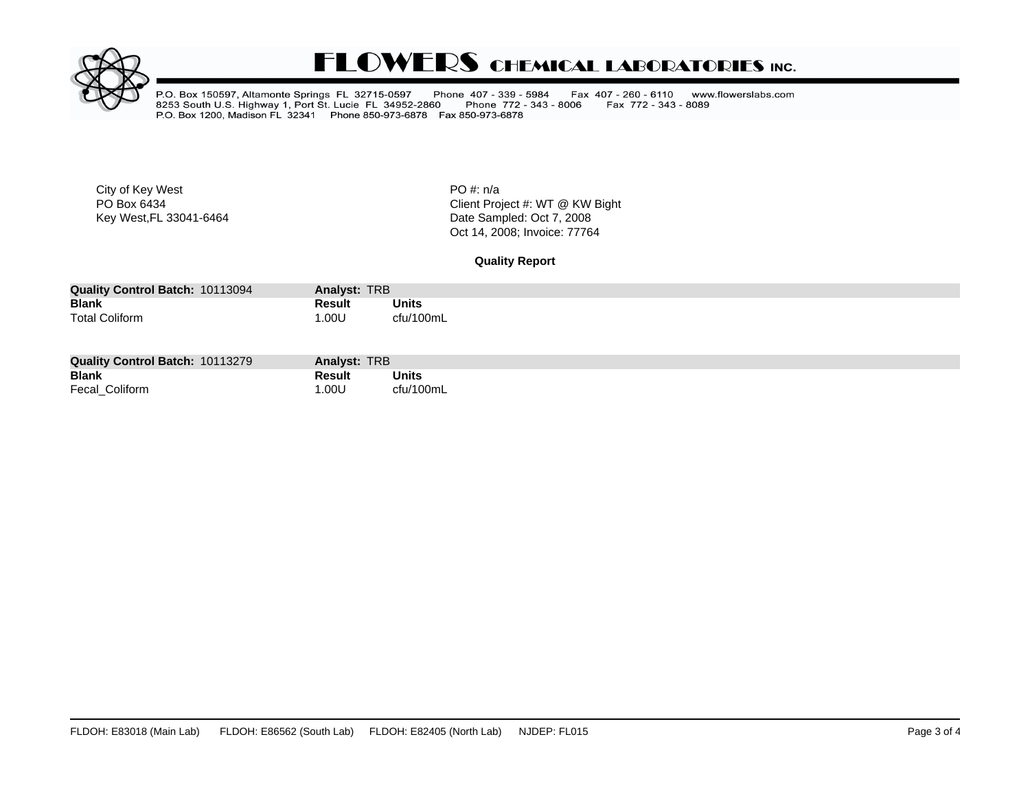# FLOWERS CHEMICAL LABORATORIES INC.

P.O. Box 150597, Altamonte Springs FL 32715-0597 Phone 407 - 339 - 5984 Fax 407 - 260 - 6110 www.flowerslabs.com
8253 South U.S. Highway 1, Port St. Lucie FL 34952-2860 Phone 772 - 343 - 8006 Fax 772 - 343 - 8089
P.O. Box 1200, Madison FL 32341 Phone 850-973-6878 Fax 850-973-6878

City of Key West
PO Box 6434
Key West,FL 33041-6464

PO #: n/a
Client Project #: WT @ KW Bight
Date Sampled: Oct 7, 2008
Oct 14, 2008; Invoice: 77764

**Quality Report**

| **Quality Control Batch:** 10113094 | **Analyst:** TRB | |
|---|---|---|
| **Blank** | **Result** | **Units** |
| Total Coliform | 1.00U | cfu/100mL |

| **Quality Control Batch:** 10113279 | **Analyst:** TRB | |
|---|---|---|
| **Blank** | **Result** | **Units** |
| Fecal_Coliform | 1.00U | cfu/100mL |

FLDOH: E83018 (Main Lab) FLDOH: E86562 (South Lab) FLDOH: E82405 (North Lab) NJDEP: FL015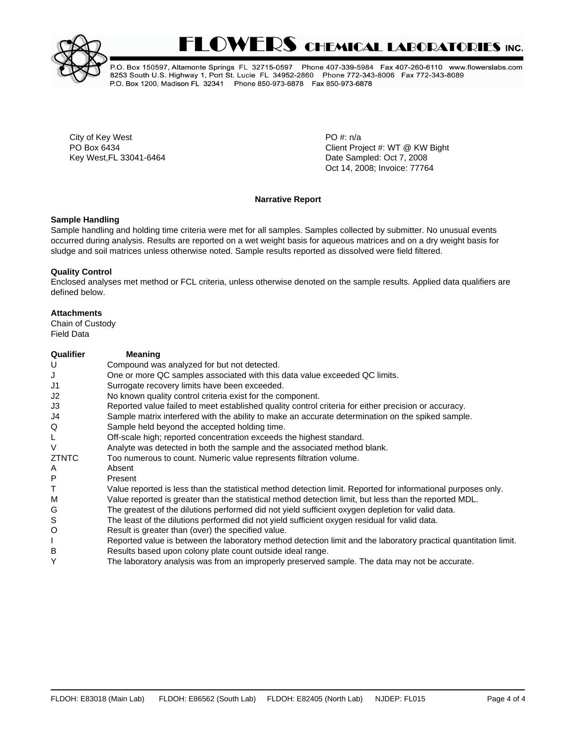# FLOWERS CHEMICAL LABORATORIES INC.

P.O. Box 150597, Altamonte Springs FL 32715-0597 Phone 407-339-5984 Fax 407-260-6110 www.flowerslabs.com
8253 South U.S. Highway 1, Port St. Lucie FL 34952-2860 Phone 772-343-8006 Fax 772-343-8089
P.O. Box 1200, Madison FL 32341 Phone 850-973-6878 Fax 850-973-6878

City of Key West
PO Box 6434
Key West,FL 33041-6464

PO #: n/a
Client Project #: WT @ KW Bight
Date Sampled: Oct 7, 2008
Oct 14, 2008; Invoice: 77764

**Narrative Report**

**Sample Handling**

Sample handling and holding time criteria were met for all samples. Samples collected by submitter. No unusual events occurred during analysis. Results are reported on a wet weight basis for aqueous matrices and on a dry weight basis for sludge and soil matrices unless otherwise noted. Sample results reported as dissolved were field filtered.

**Quality Control**

Enclosed analyses met method or FCL criteria, unless otherwise denoted on the sample results. Applied data qualifiers are defined below.

**Attachments**

Chain of Custody
Field Data

| Qualifier | Meaning |
|---|---|
| U | Compound was analyzed for but not detected. |
| J | One or more QC samples associated with this data value exceeded QC limits. |
| J1 | Surrogate recovery limits have been exceeded. |
| J2 | No known quality control criteria exist for the component. |
| J3 | Reported value failed to meet established quality control criteria for either precision or accuracy. |
| J4 | Sample matrix interfered with the ability to make an accurate determination on the spiked sample. |
| Q | Sample held beyond the accepted holding time. |
| L | Off-scale high; reported concentration exceeds the highest standard. |
| V | Analyte was detected in both the sample and the associated method blank. |
| ZTNTC | Too numerous to count. Numeric value represents filtration volume. |
| A | Absent |
| P | Present |
| T | Value reported is less than the statistical method detection limit. Reported for informational purposes only. |
| M | Value reported is greater than the statistical method detection limit, but less than the reported MDL. |
| G | The greatest of the dilutions performed did not yield sufficient oxygen depletion for valid data. |
| S | The least of the dilutions performed did not yield sufficient oxygen residual for valid data. |
| O | Result is greater than (over) the specified value. |
| I | Reported value is between the laboratory method detection limit and the laboratory practical quantitation limit. |
| B | Results based upon colony plate count outside ideal range. |
| Y | The laboratory analysis was from an improperly preserved sample. The data may not be accurate. |

FLDOH: E83018 (Main Lab) FLDOH: E86562 (South Lab) FLDOH: E82405 (North Lab) NJDEP: FL015